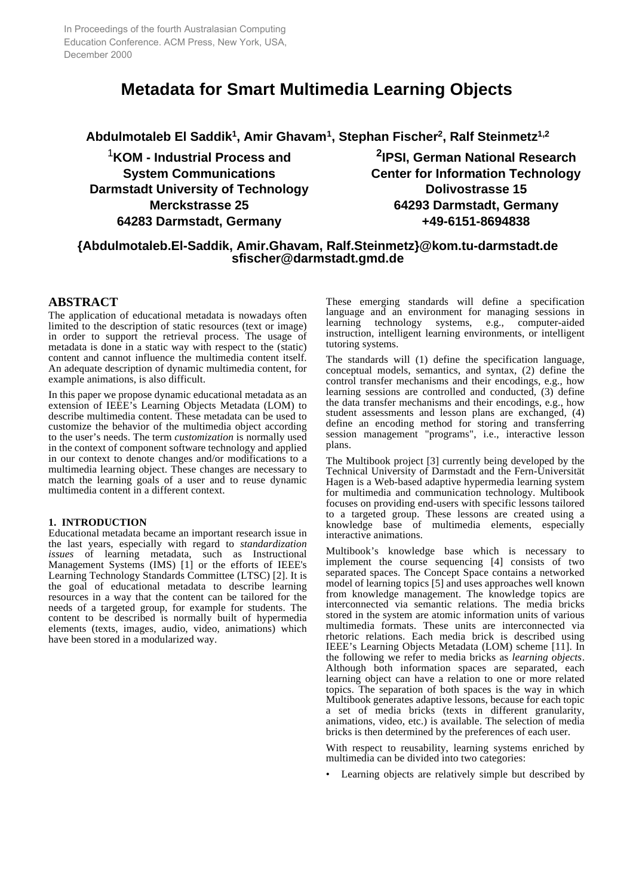In Proceedings of the fourth Australasian Computing Education Conference. ACM Press, New York, USA, December 2000

# Metadata for Smart Multimedia Learning Objects

**Abdulmotaleb El Saddik[1], Amir Ghavam[1], Stephan Fischer[2], Ralf Steinmetz[1,2]**

[1]**KOM - Industrial Process and System Communications**
**Darmstadt University of Technology**
**Merckstrasse 25**
**64283 Darmstadt, Germany**

[2]**IPSI, German National Research Center for Information Technology**
**Dolivostrasse 15**
**64293 Darmstadt, Germany**
**+49-6151-8694838**

**{Abdulmotaleb.El-Saddik, Amir.Ghavam, Ralf.Steinmetz}@kom.tu-darmstadt.de**
**sfischer@darmstadt.gmd.de**

## ABSTRACT

The application of educational metadata is nowadays often limited to the description of static resources (text or image) in order to support the retrieval process. The usage of metadata is done in a static way with respect to the (static) content and cannot influence the multimedia content itself. An adequate description of dynamic multimedia content, for example animations, is also difficult.

In this paper we propose dynamic educational metadata as an extension of IEEE's Learning Objects Metadata (LOM) to describe multimedia content. These metadata can be used to customize the behavior of the multimedia object according to the user's needs. The term *customization* is normally used in the context of component software technology and applied in our context to denote changes and/or modifications to a multimedia learning object. These changes are necessary to match the learning goals of a user and to reuse dynamic multimedia content in a different context.

### 1. INTRODUCTION

Educational metadata became an important research issue in the last years, especially with regard to *standardization issues* of learning metadata, such as Instructional Management Systems (IMS) [1] or the efforts of IEEE's Learning Technology Standards Committee (LTSC) [2]. It is the goal of educational metadata to describe learning resources in a way that the content can be tailored for the needs of a targeted group, for example for students. The content to be described is normally built of hypermedia elements (texts, images, audio, video, animations) which have been stored in a modularized way.

These emerging standards will define a specification language and an environment for managing sessions in learning technology systems, e.g., computer-aided instruction, intelligent learning environments, or intelligent tutoring systems.

The standards will (1) define the specification language, conceptual models, semantics, and syntax, (2) define the control transfer mechanisms and their encodings, e.g., how learning sessions are controlled and conducted, (3) define the data transfer mechanisms and their encodings, e.g., how student assessments and lesson plans are exchanged, (4) define an encoding method for storing and transferring session management "programs", i.e., interactive lesson plans.

The Multibook project [3] currently being developed by the Technical University of Darmstadt and the Fern-Universität Hagen is a Web-based adaptive hypermedia learning system for multimedia and communication technology. Multibook focuses on providing end-users with specific lessons tailored to a targeted group. These lessons are created using a knowledge base of multimedia elements, especially interactive animations.

Multibook's knowledge base which is necessary to implement the course sequencing [4] consists of two separated spaces. The Concept Space contains a networked model of learning topics [5] and uses approaches well known from knowledge management. The knowledge topics are interconnected via semantic relations. The media bricks stored in the system are atomic information units of various multimedia formats. These units are interconnected via rhetoric relations. Each media brick is described using IEEE's Learning Objects Metadata (LOM) scheme [11]. In the following we refer to media bricks as *learning objects*. Although both information spaces are separated, each learning object can have a relation to one or more related topics. The separation of both spaces is the way in which Multibook generates adaptive lessons, because for each topic a set of media bricks (texts in different granularity, animations, video, etc.) is available. The selection of media bricks is then determined by the preferences of each user.

With respect to reusability, learning systems enriched by multimedia can be divided into two categories:

- Learning objects are relatively simple but described by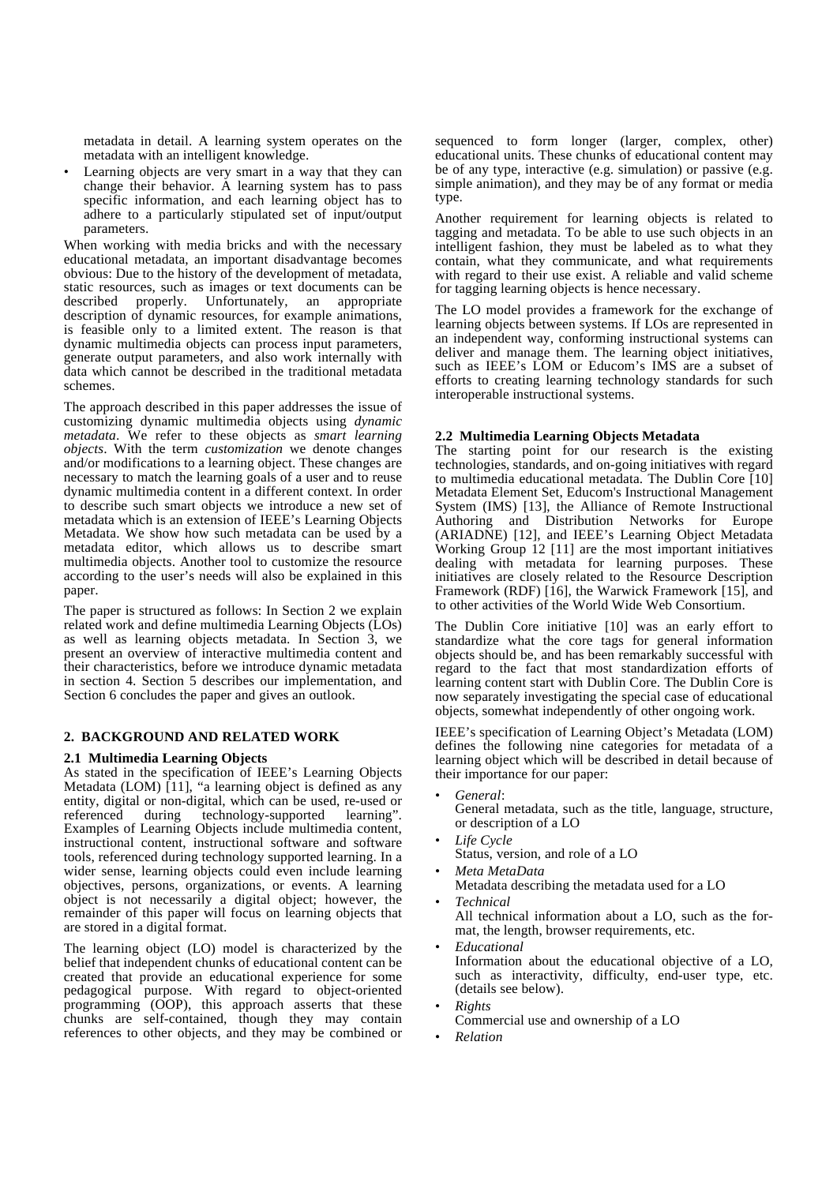metadata in detail. A learning system operates on the metadata with an intelligent knowledge.

- Learning objects are very smart in a way that they can change their behavior. A learning system has to pass specific information, and each learning object has to adhere to a particularly stipulated set of input/output parameters.

When working with media bricks and with the necessary educational metadata, an important disadvantage becomes obvious: Due to the history of the development of metadata, static resources, such as images or text documents can be described properly. Unfortunately, an appropriate description of dynamic resources, for example animations, is feasible only to a limited extent. The reason is that dynamic multimedia objects can process input parameters, generate output parameters, and also work internally with data which cannot be described in the traditional metadata schemes.

The approach described in this paper addresses the issue of customizing dynamic multimedia objects using *dynamic metadata*. We refer to these objects as *smart learning objects*. With the term *customization* we denote changes and/or modifications to a learning object. These changes are necessary to match the learning goals of a user and to reuse dynamic multimedia content in a different context. In order to describe such smart objects we introduce a new set of metadata which is an extension of IEEE's Learning Objects Metadata. We show how such metadata can be used by a metadata editor, which allows us to describe smart multimedia objects. Another tool to customize the resource according to the user's needs will also be explained in this paper.

The paper is structured as follows: In Section 2 we explain related work and define multimedia Learning Objects (LOs) as well as learning objects metadata. In Section 3, we present an overview of interactive multimedia content and their characteristics, before we introduce dynamic metadata in section 4. Section 5 describes our implementation, and Section 6 concludes the paper and gives an outlook.

## 2. BACKGROUND AND RELATED WORK

### 2.1 Multimedia Learning Objects

As stated in the specification of IEEE's Learning Objects Metadata (LOM) [11], "a learning object is defined as any entity, digital or non-digital, which can be used, re-used or referenced during technology-supported learning". Examples of Learning Objects include multimedia content, instructional content, instructional software and software tools, referenced during technology supported learning. In a wider sense, learning objects could even include learning objectives, persons, organizations, or events. A learning object is not necessarily a digital object; however, the remainder of this paper will focus on learning objects that are stored in a digital format.

The learning object (LO) model is characterized by the belief that independent chunks of educational content can be created that provide an educational experience for some pedagogical purpose. With regard to object-oriented programming (OOP), this approach asserts that these chunks are self-contained, though they may contain references to other objects, and they may be combined or sequenced to form longer (larger, complex, other) educational units. These chunks of educational content may be of any type, interactive (e.g. simulation) or passive (e.g. simple animation), and they may be of any format or media type.

Another requirement for learning objects is related to tagging and metadata. To be able to use such objects in an intelligent fashion, they must be labeled as to what they contain, what they communicate, and what requirements with regard to their use exist. A reliable and valid scheme for tagging learning objects is hence necessary.

The LO model provides a framework for the exchange of learning objects between systems. If LOs are represented in an independent way, conforming instructional systems can deliver and manage them. The learning object initiatives, such as IEEE's LOM or Educom's IMS are a subset of efforts to creating learning technology standards for such interoperable instructional systems.

### 2.2 Multimedia Learning Objects Metadata

The starting point for our research is the existing technologies, standards, and on-going initiatives with regard to multimedia educational metadata. The Dublin Core [10] Metadata Element Set, Educom's Instructional Management System (IMS) [13], the Alliance of Remote Instructional Authoring and Distribution Networks for Europe (ARIADNE) [12], and IEEE's Learning Object Metadata Working Group 12 [11] are the most important initiatives dealing with metadata for learning purposes. These initiatives are closely related to the Resource Description Framework (RDF) [16], the Warwick Framework [15], and to other activities of the World Wide Web Consortium.

The Dublin Core initiative [10] was an early effort to standardize what the core tags for general information objects should be, and has been remarkably successful with regard to the fact that most standardization efforts of learning content start with Dublin Core. The Dublin Core is now separately investigating the special case of educational objects, somewhat independently of other ongoing work.

IEEE's specification of Learning Object's Metadata (LOM) defines the following nine categories for metadata of a learning object which will be described in detail because of their importance for our paper:

- *General*:
  General metadata, such as the title, language, structure, or description of a LO
- *Life Cycle*
  Status, version, and role of a LO
- *Meta MetaData*
  Metadata describing the metadata used for a LO
- *Technical*
  All technical information about a LO, such as the format, the length, browser requirements, etc.
- *Educational*
  Information about the educational objective of a LO, such as interactivity, difficulty, end-user type, etc. (details see below).
- *Rights*
  Commercial use and ownership of a LO
- *Relation*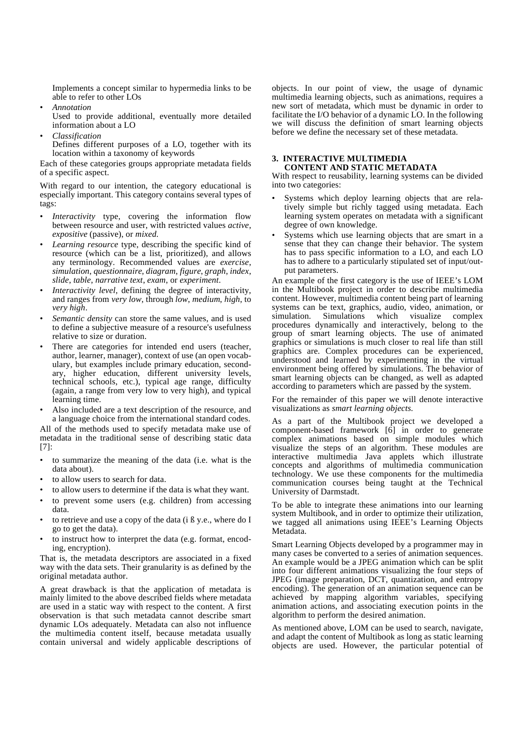Implements a concept similar to hypermedia links to be able to refer to other LOs

- *Annotation*
  Used to provide additional, eventually more detailed information about a LO
- *Classification*
  Defines different purposes of a LO, together with its location within a taxonomy of keywords

Each of these categories groups appropriate metadata fields of a specific aspect.

With regard to our intention, the category educational is especially important. This category contains several types of tags:

- *Interactivity* type, covering the information flow between resource and user, with restricted values *active*, *expositive* (passive), or *mixed.*
- *Learning resource* type, describing the specific kind of resource (which can be a list, prioritized), and allows any terminology. Recommended values are *exercise*, *simulation*, *questionnaire*, *diagram*, *figure*, *graph*, *index*, *slide*, *table*, *narrative text*, *exam*, or *experiment*.
- *Interactivity level*, defining the degree of interactivity, and ranges from *very low*, through *low*, *medium*, *high*, to *very high*.
- *Semantic density* can store the same values, and is used to define a subjective measure of a resource's usefulness relative to size or duration.
- There are categories for intended end users (teacher, author, learner, manager), context of use (an open vocabulary, but examples include primary education, secondary, higher education, different university levels, technical schools, etc.), typical age range, difficulty (again, a range from very low to very high), and typical learning time.
- Also included are a text description of the resource, and a language choice from the international standard codes.

All of the methods used to specify metadata make use of metadata in the traditional sense of describing static data [7]:

- to summarize the meaning of the data (i.e. what is the data about).
- to allow users to search for data.
- to allow users to determine if the data is what they want.
- to prevent some users (e.g. children) from accessing data.
- to retrieve and use a copy of the data (i ß y.e., where do I go to get the data).
- to instruct how to interpret the data (e.g. format, encoding, encryption).

That is, the metadata descriptors are associated in a fixed way with the data sets. Their granularity is as defined by the original metadata author.

A great drawback is that the application of metadata is mainly limited to the above described fields where metadata are used in a static way with respect to the content. A first observation is that such metadata cannot describe smart dynamic LOs adequately. Metadata can also not influence the multimedia content itself, because metadata usually contain universal and widely applicable descriptions of objects. In our point of view, the usage of dynamic multimedia learning objects, such as animations, requires a new sort of metadata, which must be dynamic in order to facilitate the I/O behavior of a dynamic LO. In the following we will discuss the definition of smart learning objects before we define the necessary set of these metadata.

## 3. INTERACTIVE MULTIMEDIA CONTENT AND STATIC METADATA

With respect to reusability, learning systems can be divided into two categories:

- Systems which deploy learning objects that are relatively simple but richly tagged using metadata. Each learning system operates on metadata with a significant degree of own knowledge.
- Systems which use learning objects that are smart in a sense that they can change their behavior. The system has to pass specific information to a LO, and each LO has to adhere to a particularly stipulated set of input/output parameters.

An example of the first category is the use of IEEE's LOM in the Multibook project in order to describe multimedia content. However, multimedia content being part of learning systems can be text, graphics, audio, video, animation, or simulation. Simulations which visualize complex procedures dynamically and interactively, belong to the group of smart learning objects. The use of animated graphics or simulations is much closer to real life than still graphics are. Complex procedures can be experienced, understood and learned by experimenting in the virtual environment being offered by simulations. The behavior of smart learning objects can be changed, as well as adapted according to parameters which are passed by the system.

For the remainder of this paper we will denote interactive visualizations as *smart learning objects.*

As a part of the Multibook project we developed a component-based framework [6] in order to generate complex animations based on simple modules which visualize the steps of an algorithm. These modules are interactive multimedia Java applets which illustrate concepts and algorithms of multimedia communication technology. We use these components for the multimedia communication courses being taught at the Technical University of Darmstadt.

To be able to integrate these animations into our learning system Multibook, and in order to optimize their utilization, we tagged all animations using IEEE's Learning Objects Metadata.

Smart Learning Objects developed by a programmer may in many cases be converted to a series of animation sequences. An example would be a JPEG animation which can be split into four different animations visualizing the four steps of JPEG (image preparation, DCT, quantization, and entropy encoding). The generation of an animation sequence can be achieved by mapping algorithm variables, specifying animation actions, and associating execution points in the algorithm to perform the desired animation.

As mentioned above, LOM can be used to search, navigate, and adapt the content of Multibook as long as static learning objects are used. However, the particular potential of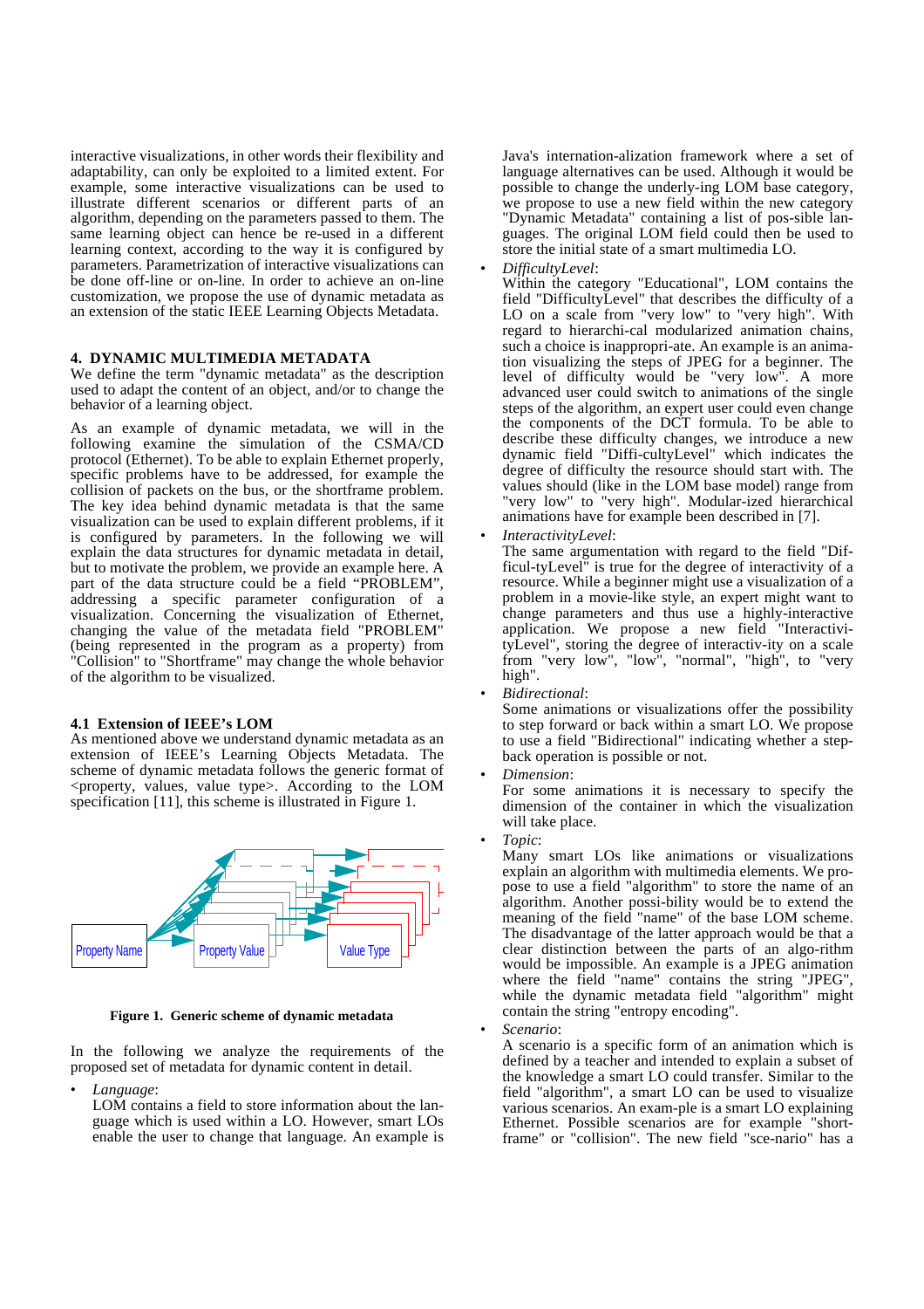interactive visualizations, in other words their flexibility and adaptability, can only be exploited to a limited extent. For example, some interactive visualizations can be used to illustrate different scenarios or different parts of an algorithm, depending on the parameters passed to them. The same learning object can hence be re-used in a different learning context, according to the way it is configured by parameters. Parametrization of interactive visualizations can be done off-line or on-line. In order to achieve an on-line customization, we propose the use of dynamic metadata as an extension of the static IEEE Learning Objects Metadata.

## 4. DYNAMIC MULTIMEDIA METADATA

We define the term "dynamic metadata" as the description used to adapt the content of an object, and/or to change the behavior of a learning object.

As an example of dynamic metadata, we will in the following examine the simulation of the CSMA/CD protocol (Ethernet). To be able to explain Ethernet properly, specific problems have to be addressed, for example the collision of packets on the bus, or the shortframe problem. The key idea behind dynamic metadata is that the same visualization can be used to explain different problems, if it is configured by parameters. In the following we will explain the data structures for dynamic metadata in detail, but to motivate the problem, we provide an example here. A part of the data structure could be a field "PROBLEM", addressing a specific parameter configuration of a visualization. Concerning the visualization of Ethernet, changing the value of the metadata field "PROBLEM" (being represented in the program as a property) from "Collision" to "Shortframe" may change the whole behavior of the algorithm to be visualized.

### 4.1 Extension of IEEE's LOM

As mentioned above we understand dynamic metadata as an extension of IEEE's Learning Objects Metadata. The scheme of dynamic metadata follows the generic format of <property, values, value type>. According to the LOM specification [11], this scheme is illustrated in Figure 1.

**Figure 1. Generic scheme of dynamic metadata**

In the following we analyze the requirements of the proposed set of metadata for dynamic content in detail.

- *Language*:
  LOM contains a field to store information about the language which is used within a LO. However, smart LOs enable the user to change that language. An example is Java's internation-alization framework where a set of language alternatives can be used. Although it would be possible to change the underly-ing LOM base category, we propose to use a new field within the new category "Dynamic Metadata" containing a list of pos-sible languages. The original LOM field could then be used to store the initial state of a smart multimedia LO.
- *DifficultyLevel*:
  Within the category "Educational", LOM contains the field "DifficultyLevel" that describes the difficulty of a LO on a scale from "very low" to "very high". With regard to hierarchi-cal modularized animation chains, such a choice is inappropri-ate. An example is an anima-tion visualizing the steps of JPEG for a beginner. The level of difficulty would be "very low". A more advanced user could switch to animations of the single steps of the algorithm, an expert user could even change the components of the DCT formula. To be able to describe these difficulty changes, we introduce a new dynamic field "Diffi-cultyLevel" which indicates the degree of difficulty the resource should start with. The values should (like in the LOM base model) range from "very low" to "very high". Modular-ized hierarchical animations have for example been described in [7].
- *InteractivityLevel*:
  The same argumentation with regard to the field "Dif-ficul-tyLevel" is true for the degree of interactivity of a resource. While a beginner might use a visualization of a problem in a movie-like style, an expert might want to change parameters and thus use a highly-interactive application. We propose a new field "Interactivi-tyLevel", storing the degree of interactiv-ity on a scale from "very low", "low", "normal", "high", to "very high".
- *Bidirectional*:
  Some animations or visualizations offer the possibility to step forward or back within a smart LO. We propose to use a field "Bidirectional" indicating whether a step-back operation is possible or not.
- *Dimension*:
  For some animations it is necessary to specify the dimension of the container in which the visualization will take place.
- *Topic*:
  Many smart LOs like animations or visualizations explain an algorithm with multimedia elements. We pro-pose to use a field "algorithm" to store the name of an algorithm. Another possi-bility would be to extend the meaning of the field "name" of the base LOM scheme. The disadvantage of the latter approach would be that a clear distinction between the parts of an algo-rithm would be impossible. An example is a JPEG animation where the field "name" contains the string "JPEG", while the dynamic metadata field "algorithm" might contain the string "entropy encoding".
- *Scenario*:
  A scenario is a specific form of an animation which is defined by a teacher and intended to explain a subset of the knowledge a smart LO could transfer. Similar to the field "algorithm", a smart LO can be used to visualize various scenarios. An exam-ple is a smart LO explaining Ethernet. Possible scenarios are for example "short-frame" or "collision". The new field "sce-nario" has a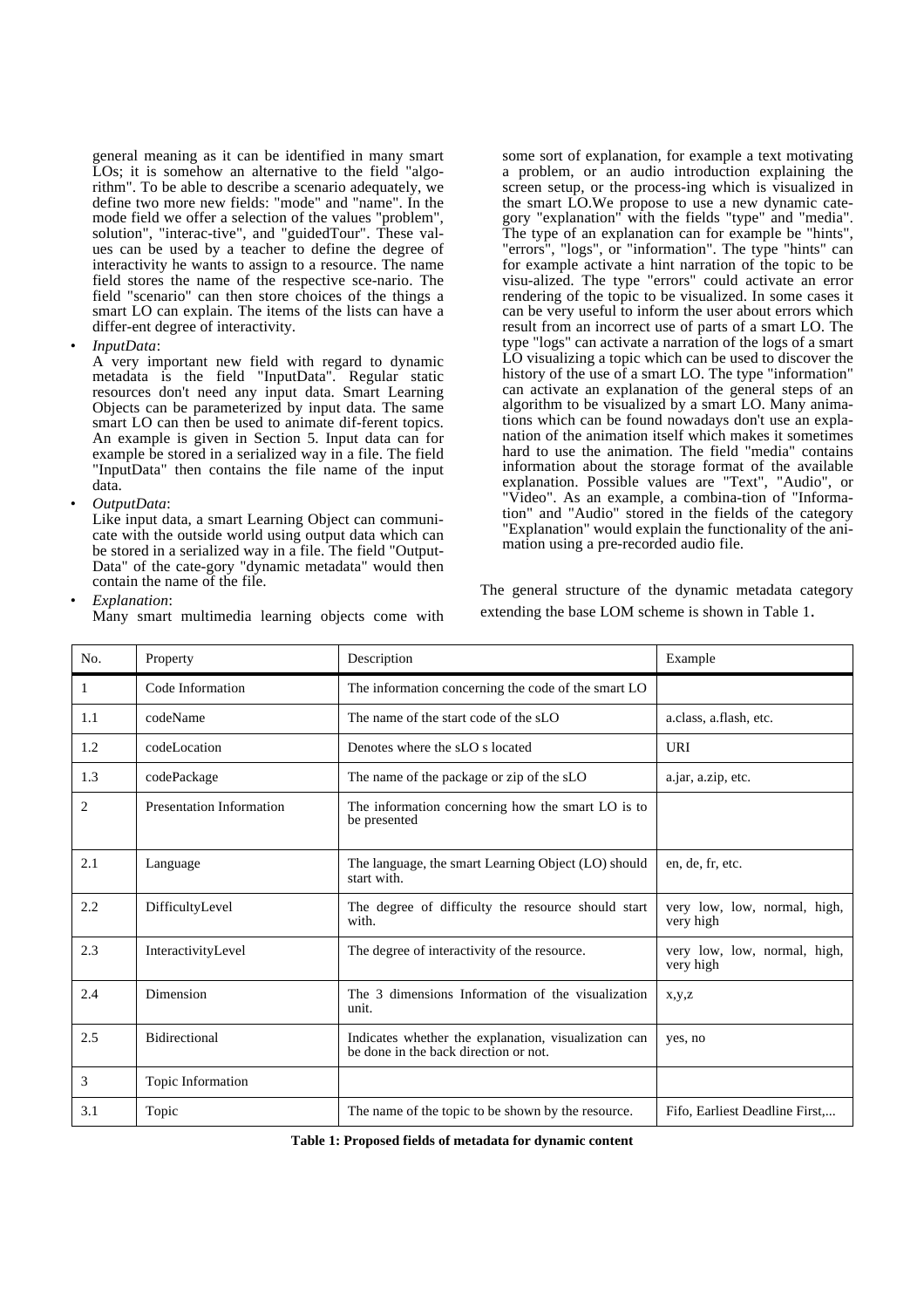general meaning as it can be identified in many smart LOs; it is somehow an alternative to the field "algorithm". To be able to describe a scenario adequately, we define two more new fields: "mode" and "name". In the mode field we offer a selection of the values "problem", solution", "interac-tive", and "guidedTour". These values can be used by a teacher to define the degree of interactivity he wants to assign to a resource. The name field stores the name of the respective sce-nario. The field "scenario" can then store choices of the things a smart LO can explain. The items of the lists can have a differ-ent degree of interactivity.

- *InputData*:
  A very important new field with regard to dynamic metadata is the field "InputData". Regular static resources don't need any input data. Smart Learning Objects can be parameterized by input data. The same smart LO can then be used to animate dif-ferent topics. An example is given in Section 5. Input data can for example be stored in a serialized way in a file. The field "InputData" then contains the file name of the input data.
- *OutputData*:
  Like input data, a smart Learning Object can communicate with the outside world using output data which can be stored in a serialized way in a file. The field "Output-Data" of the cate-gory "dynamic metadata" would then contain the name of the file.
- *Explanation*:
  Many smart multimedia learning objects come with some sort of explanation, for example a text motivating a problem, or an audio introduction explaining the screen setup, or the process-ing which is visualized in the smart LO.We propose to use a new dynamic cate-gory "explanation" with the fields "type" and "media". The type of an explanation can for example be "hints", "errors", "logs", or "information". The type "hints" can for example activate a hint narration of the topic to be visu-alized. The type "errors" could activate an error rendering of the topic to be visualized. In some cases it can be very useful to inform the user about errors which result from an incorrect use of parts of a smart LO. The type "logs" can activate a narration of the logs of a smart LO visualizing a topic which can be used to discover the history of the use of a smart LO. The type "information" can activate an explanation of the general steps of an algorithm to be visualized by a smart LO. Many anima-tions which can be found nowadays don't use an expla-nation of the animation itself which makes it sometimes hard to use the animation. The field "media" contains information about the storage format of the available explanation. Possible values are "Text", "Audio", or "Video". As an example, a combina-tion of "Informa-tion" and "Audio" stored in the fields of the category "Explanation" would explain the functionality of the ani-mation using a pre-recorded audio file.

The general structure of the dynamic metadata category extending the base LOM scheme is shown in Table 1.

| No. | Property | Description | Example |
|---|---|---|---|
| 1 | Code Information | The information concerning the code of the smart LO | |
| 1.1 | codeName | The name of the start code of the sLO | a.class, a.flash, etc. |
| 1.2 | codeLocation | Denotes where the sLO s located | URI |
| 1.3 | codePackage | The name of the package or zip of the sLO | a.jar, a.zip, etc. |
| 2 | Presentation Information | The information concerning how the smart LO is to be presented | |
| 2.1 | Language | The language, the smart Learning Object (LO) should start with. | en, de, fr, etc. |
| 2.2 | DifficultyLevel | The degree of difficulty the resource should start with. | very low, low, normal, high, very high |
| 2.3 | InteractivityLevel | The degree of interactivity of the resource. | very low, low, normal, high, very high |
| 2.4 | Dimension | The 3 dimensions Information of the visualization unit. | x,y,z |
| 2.5 | Bidirectional | Indicates whether the explanation, visualization can be done in the back direction or not. | yes, no |
| 3 | Topic Information | | |
| 3.1 | Topic | The name of the topic to be shown by the resource. | Fifo, Earliest Deadline First,... |

**Table 1: Proposed fields of metadata for dynamic content**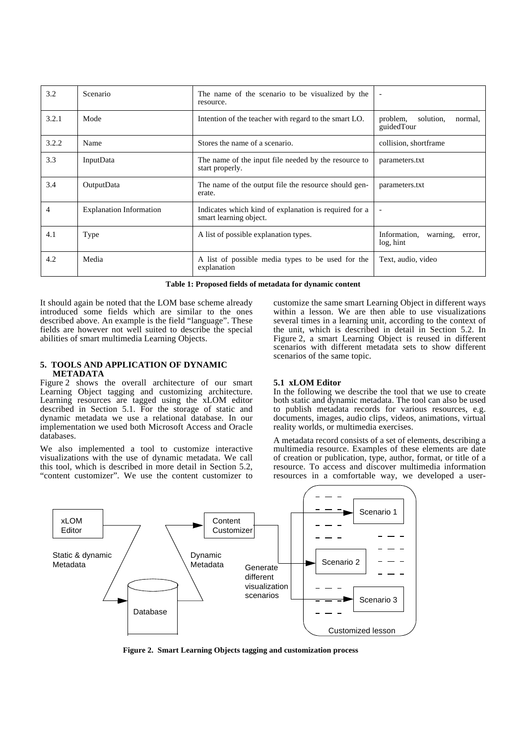| 3.2 | Scenario | The name of the scenario to be visualized by the resource. | - |
|---|---|---|---|
| 3.2.1 | Mode | Intention of the teacher with regard to the smart LO. | problem, solution, normal, guidedTour |
| 3.2.2 | Name | Stores the name of a scenario. | collision, shortframe |
| 3.3 | InputData | The name of the input file needed by the resource to start properly. | parameters.txt |
| 3.4 | OutputData | The name of the output file the resource should generate. | parameters.txt |
| 4 | Explanation Information | Indicates which kind of explanation is required for a smart learning object. | - |
| 4.1 | Type | A list of possible explanation types. | Information, warning, error, log, hint |
| 4.2 | Media | A list of possible media types to be used for the explanation | Text, audio, video |

**Table 1: Proposed fields of metadata for dynamic content**

It should again be noted that the LOM base scheme already introduced some fields which are similar to the ones described above. An example is the field "language". These fields are however not well suited to describe the special abilities of smart multimedia Learning Objects.

## 5. TOOLS AND APPLICATION OF DYNAMIC METADATA

Figure 2 shows the overall architecture of our smart Learning Object tagging and customizing architecture. Learning resources are tagged using the xLOM editor described in Section 5.1. For the storage of static and dynamic metadata we use a relational database. In our implementation we used both Microsoft Access and Oracle databases.

We also implemented a tool to customize interactive visualizations with the use of dynamic metadata. We call this tool, which is described in more detail in Section 5.2, "content customizer". We use the content customizer to customize the same smart Learning Object in different ways within a lesson. We are then able to use visualizations several times in a learning unit, according to the context of the unit, which is described in detail in Section 5.2. In Figure 2, a smart Learning Object is reused in different scenarios with different metadata sets to show different scenarios of the same topic.

### 5.1 xLOM Editor

In the following we describe the tool that we use to create both static and dynamic metadata. The tool can also be used to publish metadata records for various resources, e.g. documents, images, audio clips, videos, animations, virtual reality worlds, or multimedia exercises.

A metadata record consists of a set of elements, describing a multimedia resource. Examples of these elements are date of creation or publication, type, author, format, or title of a resource. To access and discover multimedia information resources in a comfortable way, we developed a user-

xLOM Editor — Static & dynamic Metadata → Database → Dynamic Metadata → Content Customizer → Generate different visualization scenarios → Scenario 1, Scenario 2, Scenario 3 (Customized lesson)

**Figure 2. Smart Learning Objects tagging and customization process**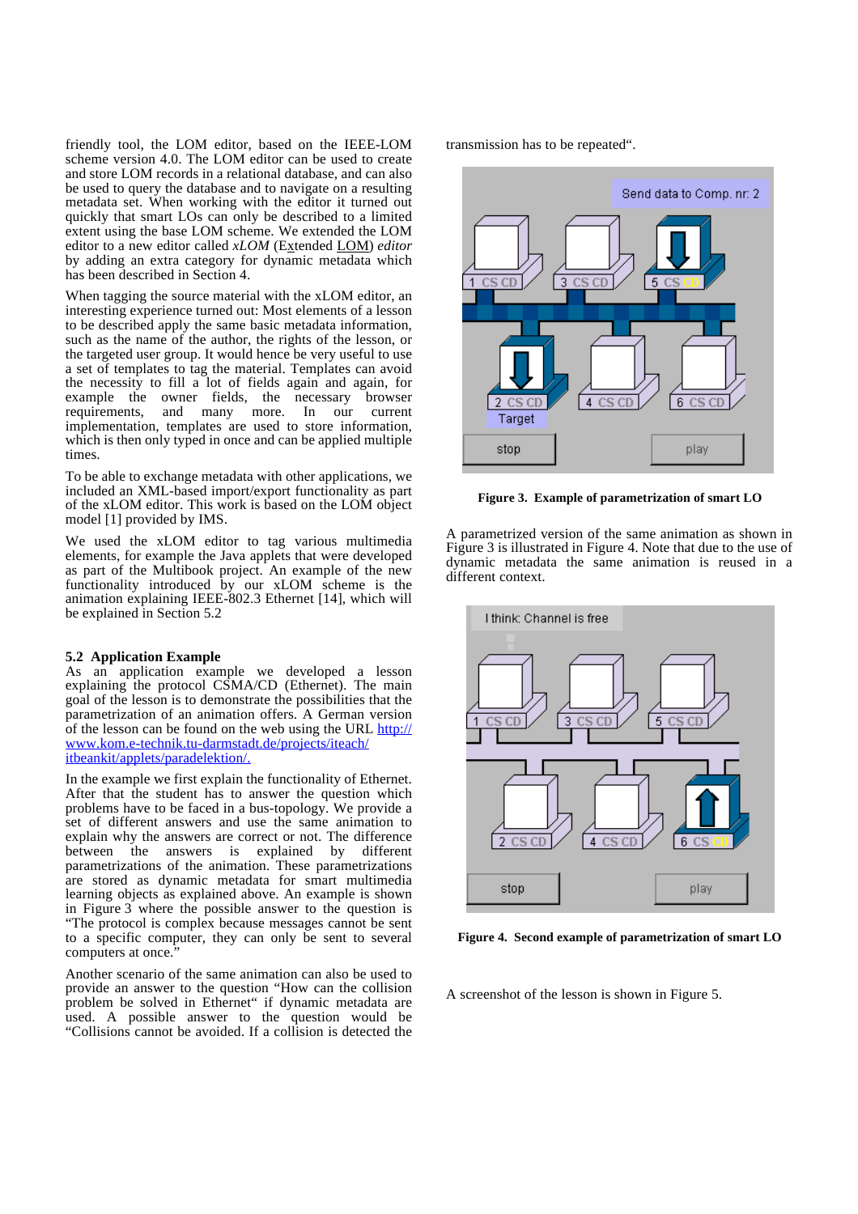friendly tool, the LOM editor, based on the IEEE-LOM scheme version 4.0. The LOM editor can be used to create and store LOM records in a relational database, and can also be used to query the database and to navigate on a resulting metadata set. When working with the editor it turned out quickly that smart LOs can only be described to a limited extent using the base LOM scheme. We extended the LOM editor to a new editor called *xLOM* (Extended LOM) *editor* by adding an extra category for dynamic metadata which has been described in Section 4.

When tagging the source material with the xLOM editor, an interesting experience turned out: Most elements of a lesson to be described apply the same basic metadata information, such as the name of the author, the rights of the lesson, or the targeted user group. It would hence be very useful to use a set of templates to tag the material. Templates can avoid the necessity to fill a lot of fields again and again, for example the owner fields, the necessary browser requirements, and many more. In our current implementation, templates are used to store information, which is then only typed in once and can be applied multiple times.

To be able to exchange metadata with other applications, we included an XML-based import/export functionality as part of the xLOM editor. This work is based on the LOM object model [1] provided by IMS.

We used the xLOM editor to tag various multimedia elements, for example the Java applets that were developed as part of the Multibook project. An example of the new functionality introduced by our xLOM scheme is the animation explaining IEEE-802.3 Ethernet [14], which will be explained in Section 5.2

### 5.2 Application Example

As an application example we developed a lesson explaining the protocol CSMA/CD (Ethernet). The main goal of the lesson is to demonstrate the possibilities that the parametrization of an animation offers. A German version of the lesson can be found on the web using the URL http://www.kom.e-technik.tu-darmstadt.de/projects/iteach/itbeankit/applets/paradelektion/.

In the example we first explain the functionality of Ethernet. After that the student has to answer the question which problems have to be faced in a bus-topology. We provide a set of different answers and use the same animation to explain why the answers are correct or not. The difference between the answers is explained by different parametrizations of the animation. These parametrizations are stored as dynamic metadata for smart multimedia learning objects as explained above. An example is shown in Figure 3 where the possible answer to the question is "The protocol is complex because messages cannot be sent to a specific computer, they can only be sent to several computers at once."

Another scenario of the same animation can also be used to provide an answer to the question "How can the collision problem be solved in Ethernet" if dynamic metadata are used. A possible answer to the question would be "Collisions cannot be avoided. If a collision is detected the transmission has to be repeated".

**Figure 3. Example of parametrization of smart LO**

A parametrized version of the same animation as shown in Figure 3 is illustrated in Figure 4. Note that due to the use of dynamic metadata the same animation is reused in a different context.

**Figure 4. Second example of parametrization of smart LO**

A screenshot of the lesson is shown in Figure 5.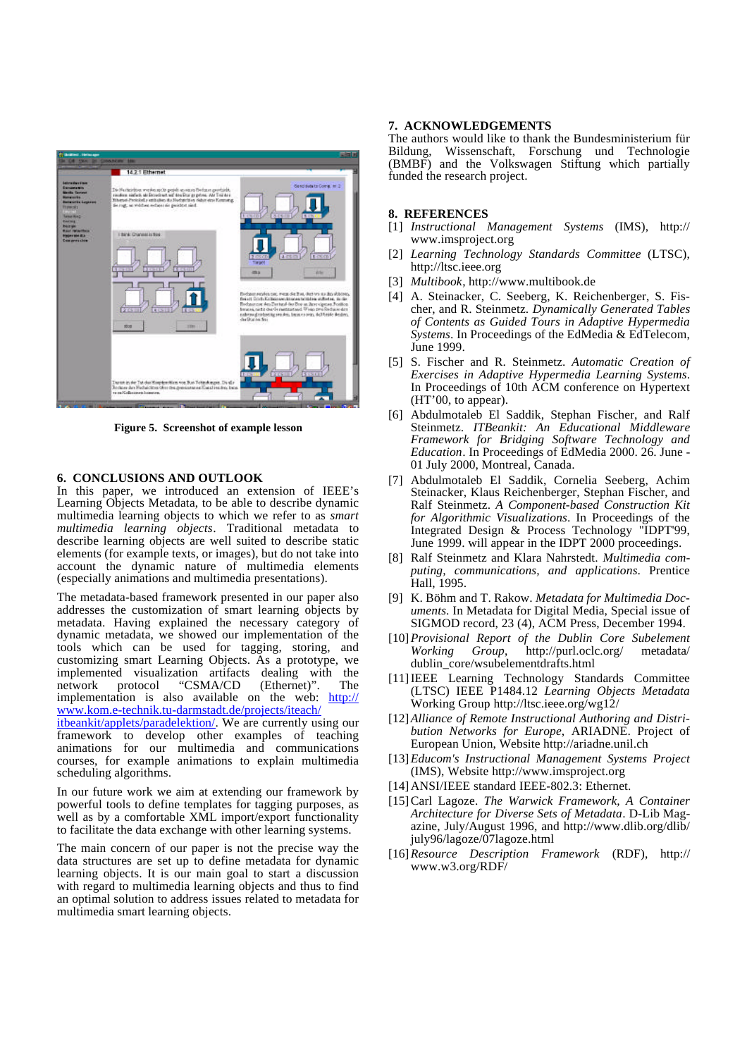Figure 5. Screenshot of example lesson

## 6. CONCLUSIONS AND OUTLOOK

In this paper, we introduced an extension of IEEE's Learning Objects Metadata, to be able to describe dynamic multimedia learning objects to which we refer to as *smart multimedia learning objects*. Traditional metadata to describe learning objects are well suited to describe static elements (for example texts, or images), but do not take into account the dynamic nature of multimedia elements (especially animations and multimedia presentations).

The metadata-based framework presented in our paper also addresses the customization of smart learning objects by metadata. Having explained the necessary category of dynamic metadata, we showed our implementation of the tools which can be used for tagging, storing, and customizing smart Learning Objects. As a prototype, we implemented visualization artifacts dealing with the network protocol "CSMA/CD (Ethernet)". The implementation is also available on the web: http://www.kom.e-technik.tu-darmstadt.de/projects/iteach/itbeankit/applets/paradelektion/. We are currently using our framework to develop other examples of teaching animations for our multimedia and communications courses, for example animations to explain multimedia scheduling algorithms.

In our future work we aim at extending our framework by powerful tools to define templates for tagging purposes, as well as by a comfortable XML import/export functionality to facilitate the data exchange with other learning systems.

The main concern of our paper is not the precise way the data structures are set up to define metadata for dynamic learning objects. It is our main goal to start a discussion with regard to multimedia learning objects and thus to find an optimal solution to address issues related to metadata for multimedia smart learning objects.

## 7. ACKNOWLEDGEMENTS

The authors would like to thank the Bundesministerium für Bildung, Wissenschaft, Forschung und Technologie (BMBF) and the Volkswagen Stiftung which partially funded the research project.

## 8. REFERENCES

[1] *Instructional Management Systems* (IMS), http://www.imsproject.org

[2] *Learning Technology Standards Committee* (LTSC), http://ltsc.ieee.org

[3] *Multibook*, http://www.multibook.de

[4] A. Steinacker, C. Seeberg, K. Reichenberger, S. Fischer, and R. Steinmetz. *Dynamically Generated Tables of Contents as Guided Tours in Adaptive Hypermedia Systems*. In Proceedings of the EdMedia & EdTelecom, June 1999.

[5] S. Fischer and R. Steinmetz. *Automatic Creation of Exercises in Adaptive Hypermedia Learning Systems*. In Proceedings of 10th ACM conference on Hypertext (HT'00, to appear).

[6] Abdulmotaleb El Saddik, Stephan Fischer, and Ralf Steinmetz. *ITBeankit: An Educational Middleware Framework for Bridging Software Technology and Education*. In Proceedings of EdMedia 2000. 26. June - 01 July 2000, Montreal, Canada.

[7] Abdulmotaleb El Saddik, Cornelia Seeberg, Achim Steinacker, Klaus Reichenberger, Stephan Fischer, and Ralf Steinmetz. *A Component-based Construction Kit for Algorithmic Visualizations*. In Proceedings of the Integrated Design & Process Technology "IDPT'99, June 1999. will appear in the IDPT 2000 proceedings.

[8] Ralf Steinmetz and Klara Nahrstedt. *Multimedia computing, communications, and applications*. Prentice Hall, 1995.

[9] K. Böhm and T. Rakow. *Metadata for Multimedia Documents*. In Metadata for Digital Media, Special issue of SIGMOD record, 23 (4), ACM Press, December 1994.

[10] *Provisional Report of the Dublin Core Subelement Working Group*, http://purl.oclc.org/metadata/dublin_core/wsubelementdrafts.html

[11] IEEE Learning Technology Standards Committee (LTSC) IEEE P1484.12 *Learning Objects Metadata* Working Group http://ltsc.ieee.org/wg12/

[12] *Alliance of Remote Instructional Authoring and Distribution Networks for Europe*, ARIADNE. Project of European Union, Website http://ariadne.unil.ch

[13] *Educom's Instructional Management Systems Project* (IMS), Website http://www.imsproject.org

[14] ANSI/IEEE standard IEEE-802.3: Ethernet.

[15] Carl Lagoze. *The Warwick Framework, A Container Architecture for Diverse Sets of Metadata*. D-Lib Magazine, July/August 1996, and http://www.dlib.org/dlib/july96/lagoze/07lagoze.html

[16] *Resource Description Framework* (RDF), http://www.w3.org/RDF/